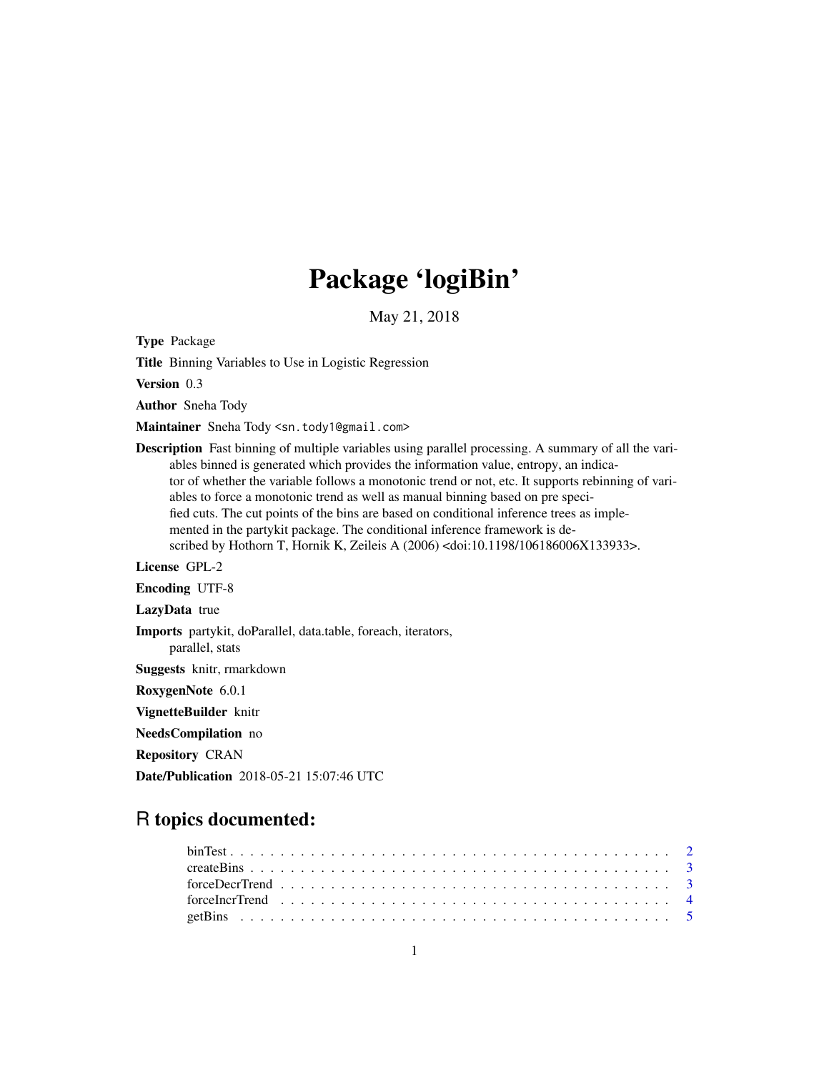# Package 'logiBin'

May 21, 2018

**Type** Package

**Title** Binning Variables to Use in Logistic Regression

**Version** 0.3

**Author** Sneha Tody

**Maintainer** Sneha Tody <sn.tody1@gmail.com>

**Description** Fast binning of multiple variables using parallel processing. A summary of all the variables binned is generated which provides the information value, entropy, an indicator of whether the variable follows a monotonic trend or not, etc. It supports rebinning of variables to force a monotonic trend as well as manual binning based on pre specified cuts. The cut points of the bins are based on conditional inference trees as implemented in the partykit package. The conditional inference framework is described by Hothorn T, Hornik K, Zeileis A (2006) <doi:10.1198/106186006X133933>.

**License** GPL-2

**Encoding** UTF-8

**LazyData** true

**Imports** partykit, doParallel, data.table, foreach, iterators, parallel, stats

**Suggests** knitr, rmarkdown

**RoxygenNote** 6.0.1

**VignetteBuilder** knitr

**NeedsCompilation** no

**Repository** CRAN

**Date/Publication** 2018-05-21 15:07:46 UTC

## R topics documented:

- binTest . . . . . . . . . . . . . . . . . . . . . . . . . . . . . . . . . . . . . . . . . . 2
- createBins . . . . . . . . . . . . . . . . . . . . . . . . . . . . . . . . . . . . . . . . 3
- forceDecrTrend . . . . . . . . . . . . . . . . . . . . . . . . . . . . . . . . . . . . . 3
- forceIncrTrend . . . . . . . . . . . . . . . . . . . . . . . . . . . . . . . . . . . . . 4
- getBins . . . . . . . . . . . . . . . . . . . . . . . . . . . . . . . . . . . . . . . . . 5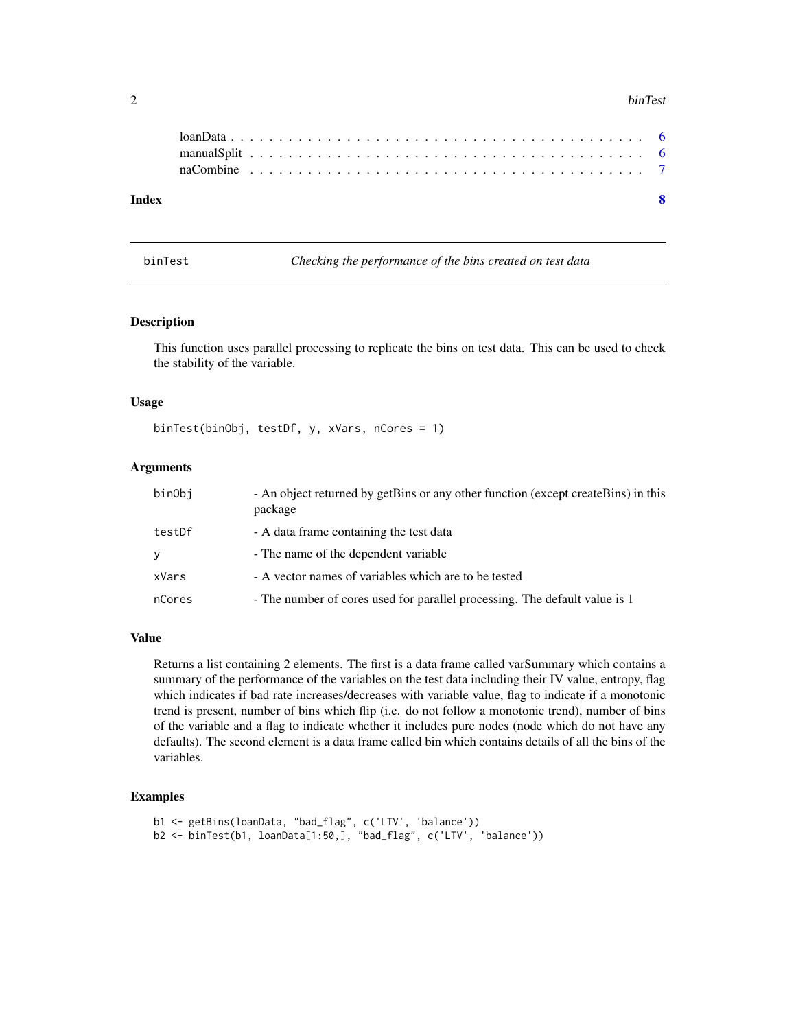loanData . . . . . . . . . . . . . . . . . . . . . . . . . . . . . . . . . . . . 6
manualSplit . . . . . . . . . . . . . . . . . . . . . . . . . . . . . . . . . . . 6
naCombine . . . . . . . . . . . . . . . . . . . . . . . . . . . . . . . . . . . 7

**Index** **8**

---

## binTest — *Checking the performance of the bins created on test data*

### Description

This function uses parallel processing to replicate the bins on test data. This can be used to check the stability of the variable.

### Usage

```
binTest(binObj, testDf, y, xVars, nCores = 1)
```

### Arguments

| | |
|---|---|
| `binObj` | - An object returned by getBins or any other function (except createBins) in this package |
| `testDf` | - A data frame containing the test data |
| `y` | - The name of the dependent variable |
| `xVars` | - A vector names of variables which are to be tested |
| `nCores` | - The number of cores used for parallel processing. The default value is 1 |

### Value

Returns a list containing 2 elements. The first is a data frame called varSummary which contains a summary of the performance of the variables on the test data including their IV value, entropy, flag which indicates if bad rate increases/decreases with variable value, flag to indicate if a monotonic trend is present, number of bins which flip (i.e. do not follow a monotonic trend), number of bins of the variable and a flag to indicate whether it includes pure nodes (node which do not have any defaults). The second element is a data frame called bin which contains details of all the bins of the variables.

### Examples

```
b1 <- getBins(loanData, "bad_flag", c('LTV', 'balance'))
b2 <- binTest(b1, loanData[1:50,], "bad_flag", c('LTV', 'balance'))
```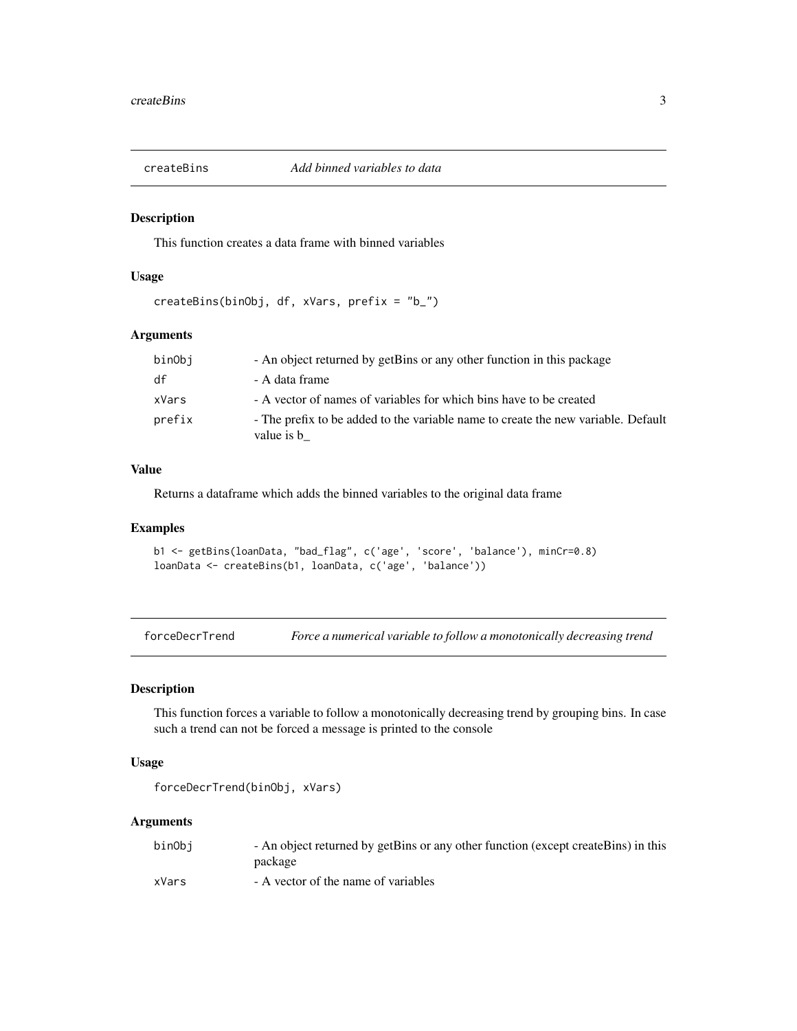## createBins — *Add binned variables to data*

### Description

This function creates a data frame with binned variables

### Usage

```
createBins(binObj, df, xVars, prefix = "b_")
```

### Arguments

| | |
|---|---|
| `binObj` | - An object returned by getBins or any other function in this package |
| `df` | - A data frame |
| `xVars` | - A vector of names of variables for which bins have to be created |
| `prefix` | - The prefix to be added to the variable name to create the new variable. Default value is b_ |

### Value

Returns a dataframe which adds the binned variables to the original data frame

### Examples

```
b1 <- getBins(loanData, "bad_flag", c('age', 'score', 'balance'), minCr=0.8)
loanData <- createBins(b1, loanData, c('age', 'balance'))
```

## forceDecrTrend — *Force a numerical variable to follow a monotonically decreasing trend*

### Description

This function forces a variable to follow a monotonically decreasing trend by grouping bins. In case such a trend can not be forced a message is printed to the console

### Usage

```
forceDecrTrend(binObj, xVars)
```

### Arguments

| | |
|---|---|
| `binObj` | - An object returned by getBins or any other function (except createBins) in this package |
| `xVars` | - A vector of the name of variables |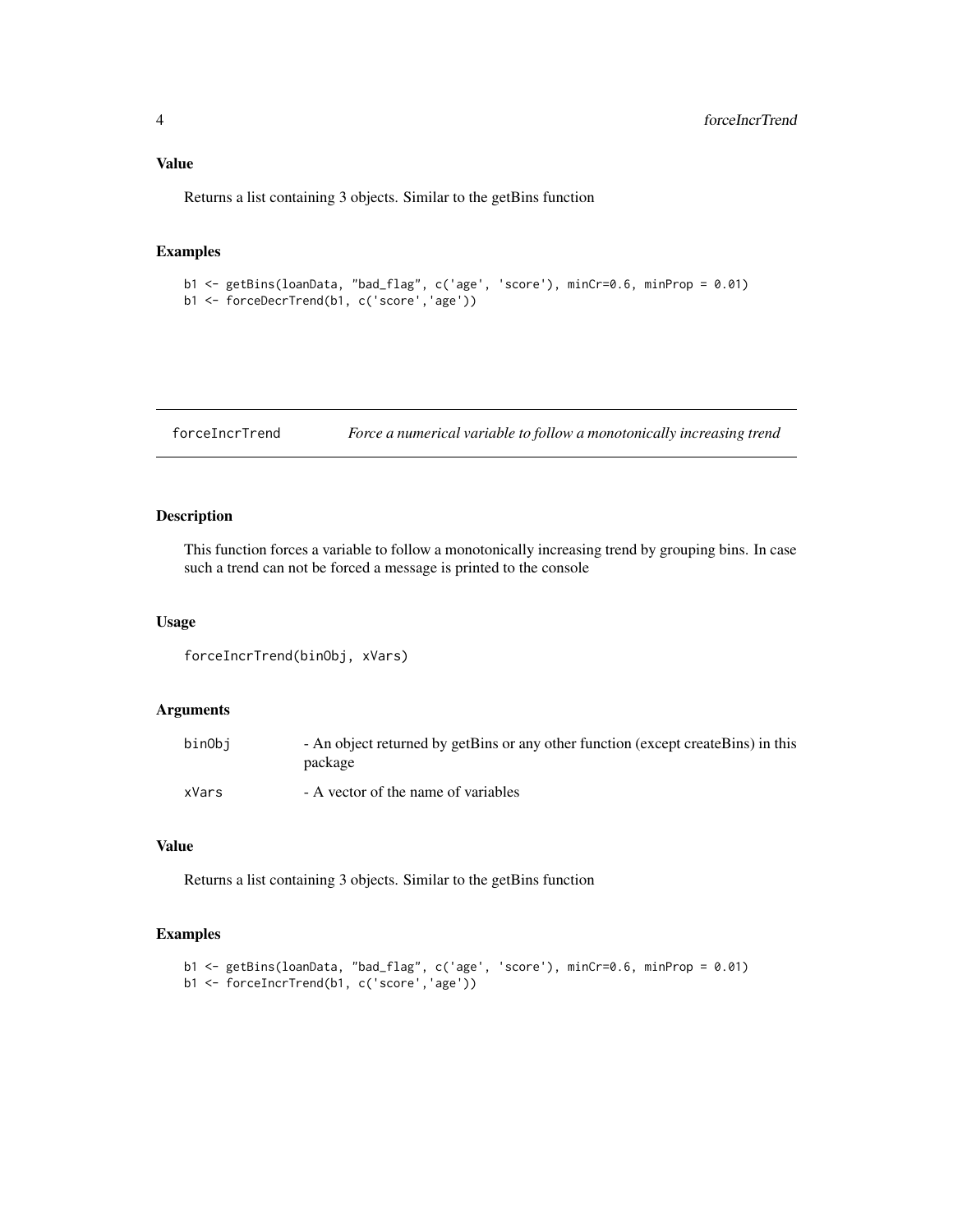### Value

Returns a list containing 3 objects. Similar to the getBins function

### Examples

```
b1 <- getBins(loanData, "bad_flag", c('age', 'score'), minCr=0.6, minProp = 0.01)
b1 <- forceDecrTrend(b1, c('score','age'))
```

---

## forceIncrTrend *Force a numerical variable to follow a monotonically increasing trend*

---

### Description

This function forces a variable to follow a monotonically increasing trend by grouping bins. In case such a trend can not be forced a message is printed to the console

### Usage

```
forceIncrTrend(binObj, xVars)
```

### Arguments

| | |
|---|---|
| binObj | - An object returned by getBins or any other function (except createBins) in this package |
| xVars | - A vector of the name of variables |

### Value

Returns a list containing 3 objects. Similar to the getBins function

### Examples

```
b1 <- getBins(loanData, "bad_flag", c('age', 'score'), minCr=0.6, minProp = 0.01)
b1 <- forceIncrTrend(b1, c('score','age'))
```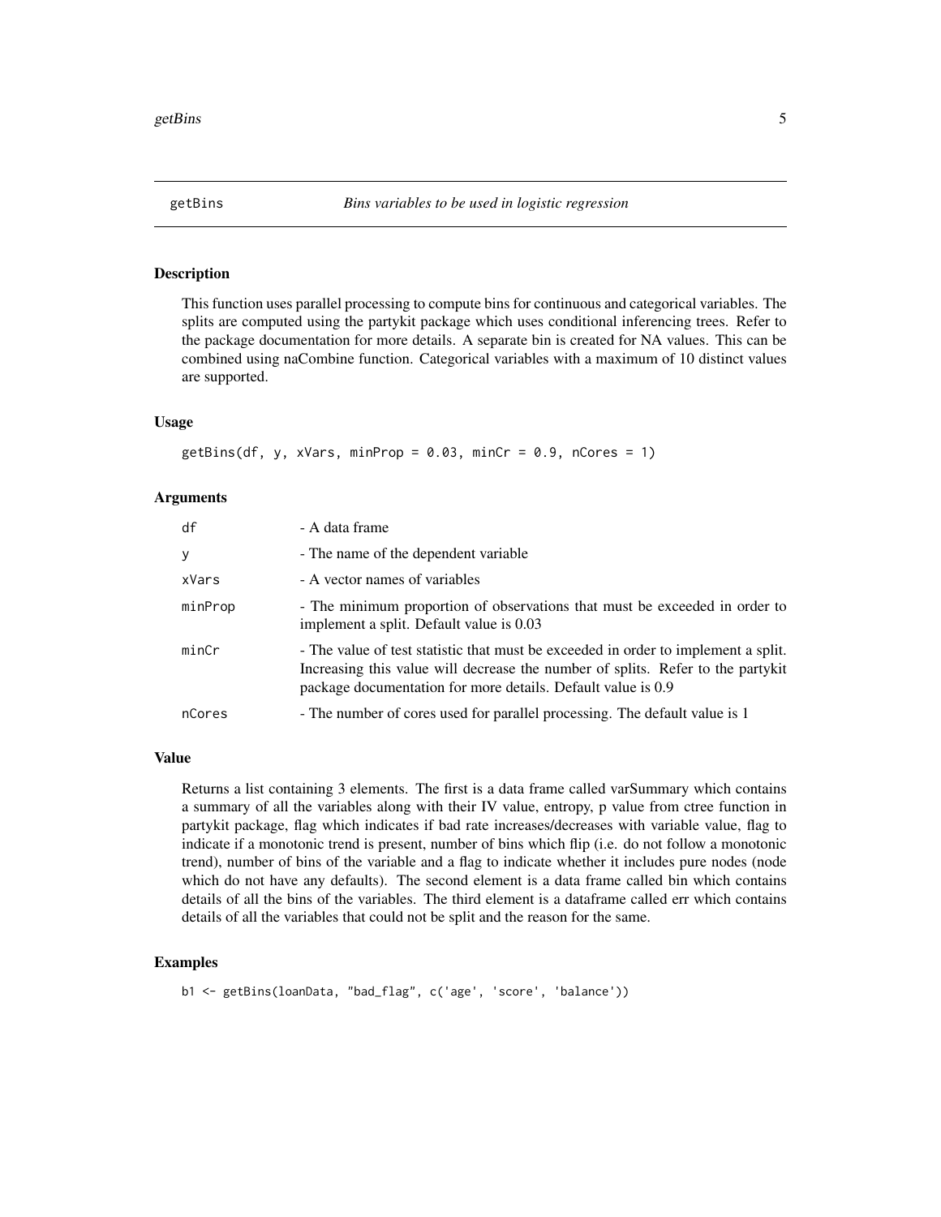## getBins — *Bins variables to be used in logistic regression*

### Description

This function uses parallel processing to compute bins for continuous and categorical variables. The splits are computed using the partykit package which uses conditional inferencing trees. Refer to the package documentation for more details. A separate bin is created for NA values. This can be combined using naCombine function. Categorical variables with a maximum of 10 distinct values are supported.

### Usage

```
getBins(df, y, xVars, minProp = 0.03, minCr = 0.9, nCores = 1)
```

### Arguments

| | |
|---|---|
| `df` | - A data frame |
| `y` | - The name of the dependent variable |
| `xVars` | - A vector names of variables |
| `minProp` | - The minimum proportion of observations that must be exceeded in order to implement a split. Default value is 0.03 |
| `minCr` | - The value of test statistic that must be exceeded in order to implement a split. Increasing this value will decrease the number of splits. Refer to the partykit package documentation for more details. Default value is 0.9 |
| `nCores` | - The number of cores used for parallel processing. The default value is 1 |

### Value

Returns a list containing 3 elements. The first is a data frame called varSummary which contains a summary of all the variables along with their IV value, entropy, p value from ctree function in partykit package, flag which indicates if bad rate increases/decreases with variable value, flag to indicate if a monotonic trend is present, number of bins which flip (i.e. do not follow a monotonic trend), number of bins of the variable and a flag to indicate whether it includes pure nodes (node which do not have any defaults). The second element is a data frame called bin which contains details of all the bins of the variables. The third element is a dataframe called err which contains details of all the variables that could not be split and the reason for the same.

### Examples

```
b1 <- getBins(loanData, "bad_flag", c('age', 'score', 'balance'))
```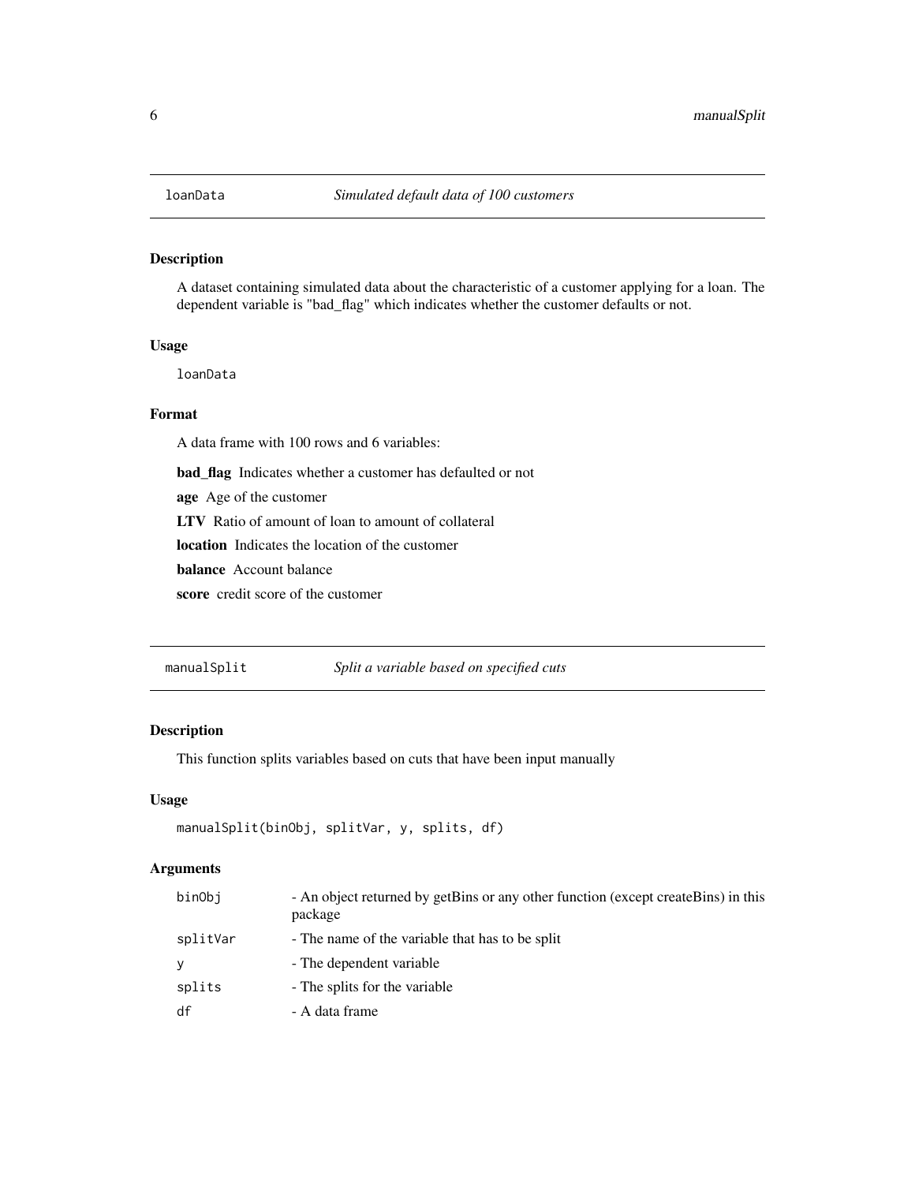## loanData — *Simulated default data of 100 customers*

### Description

A dataset containing simulated data about the characteristic of a customer applying for a loan. The dependent variable is "bad_flag" which indicates whether the customer defaults or not.

### Usage

```
loanData
```

### Format

A data frame with 100 rows and 6 variables:

- **bad_flag** Indicates whether a customer has defaulted or not
- **age** Age of the customer
- **LTV** Ratio of amount of loan to amount of collateral
- **location** Indicates the location of the customer
- **balance** Account balance
- **score** credit score of the customer

## manualSplit — *Split a variable based on specified cuts*

### Description

This function splits variables based on cuts that have been input manually

### Usage

```
manualSplit(binObj, splitVar, y, splits, df)
```

### Arguments

| | |
|---|---|
| binObj | - An object returned by getBins or any other function (except createBins) in this package |
| splitVar | - The name of the variable that has to be split |
| y | - The dependent variable |
| splits | - The splits for the variable |
| df | - A data frame |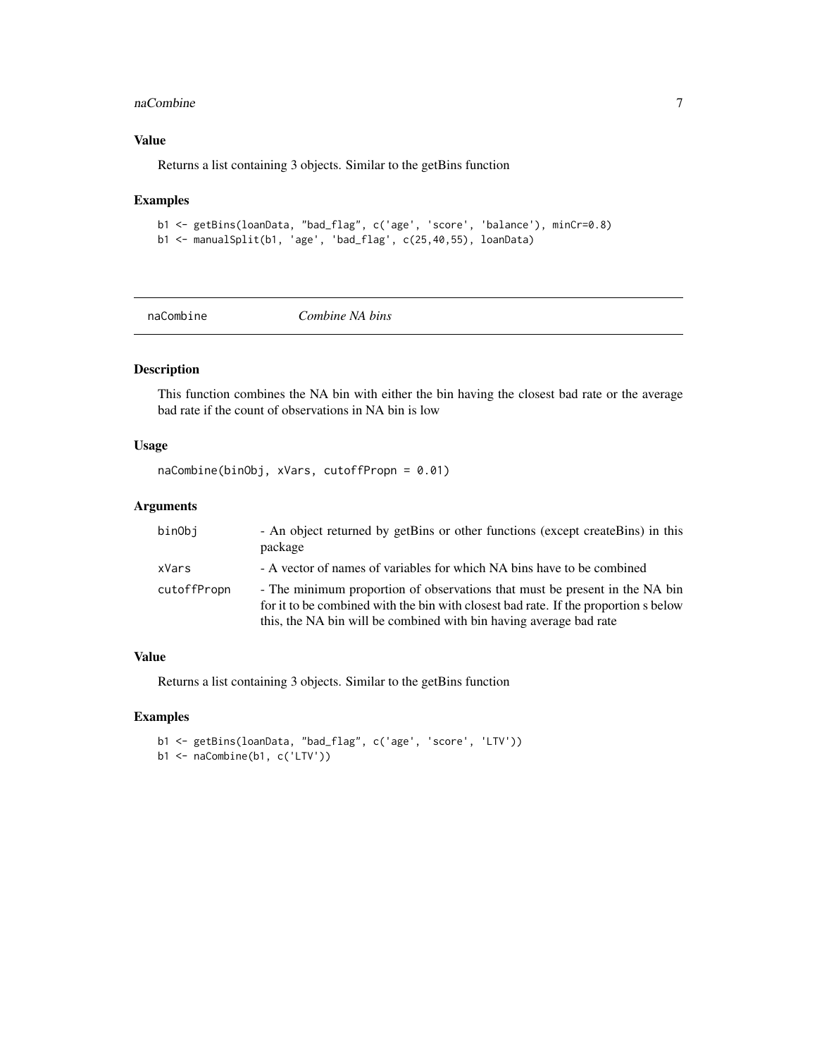## Value

Returns a list containing 3 objects. Similar to the getBins function

## Examples

```
b1 <- getBins(loanData, "bad_flag", c('age', 'score', 'balance'), minCr=0.8)
b1 <- manualSplit(b1, 'age', 'bad_flag', c(25,40,55), loanData)
```

---

# naCombine *Combine NA bins*

## Description

This function combines the NA bin with either the bin having the closest bad rate or the average bad rate if the count of observations in NA bin is low

## Usage

```
naCombine(binObj, xVars, cutoffPropn = 0.01)
```

## Arguments

| | |
|---|---|
| binObj | - An object returned by getBins or other functions (except createBins) in this package |
| xVars | - A vector of names of variables for which NA bins have to be combined |
| cutoffPropn | - The minimum proportion of observations that must be present in the NA bin for it to be combined with the bin with closest bad rate. If the proportion s below this, the NA bin will be combined with bin having average bad rate |

## Value

Returns a list containing 3 objects. Similar to the getBins function

## Examples

```
b1 <- getBins(loanData, "bad_flag", c('age', 'score', 'LTV'))
b1 <- naCombine(b1, c('LTV'))
```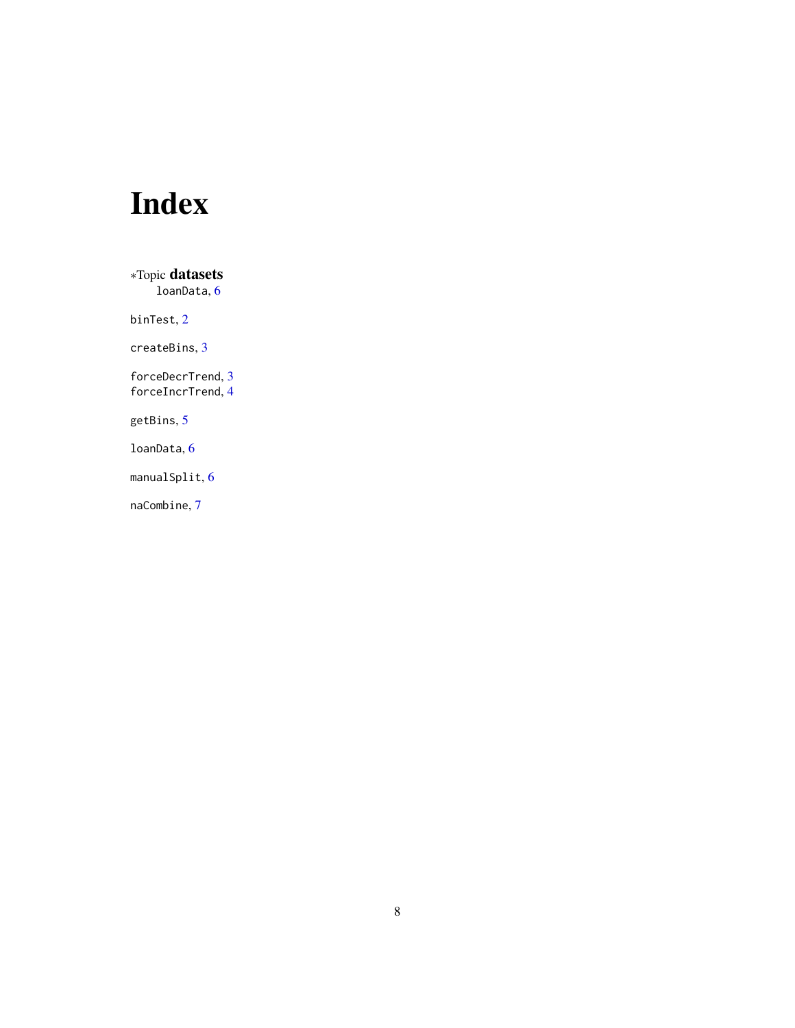# Index

*Topic **datasets**
    loanData, 6

binTest, 2

createBins, 3

forceDecrTrend, 3
forceIncrTrend, 4

getBins, 5

loanData, 6

manualSplit, 6

naCombine, 7